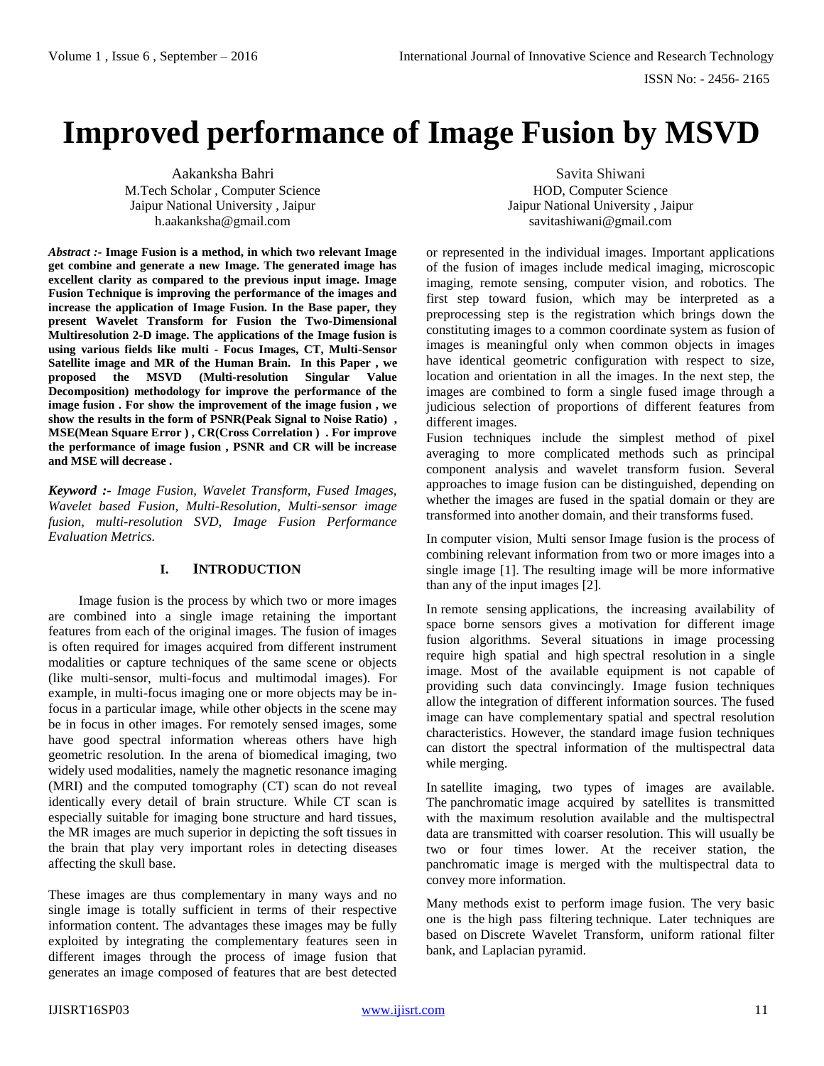# Improved performance of Image Fusion by MSVD

Aakanksha Bahri
M.Tech Scholar , Computer Science
Jaipur National University , Jaipur
h.aakanksha@gmail.com

Savita Shiwani
HOD, Computer Science
Jaipur National University , Jaipur
savitashiwani@gmail.com

***Abstract :-* Image Fusion is a method, in which two relevant Image get combine and generate a new Image. The generated image has excellent clarity as compared to the previous input image. Image Fusion Technique is improving the performance of the images and increase the application of Image Fusion. In the Base paper, they present Wavelet Transform for Fusion the Two-Dimensional Multiresolution 2-D image. The applications of the Image fusion is using various fields like multi - Focus Images, CT, Multi-Sensor Satellite image and MR of the Human Brain. In this Paper , we proposed the MSVD (Multi-resolution Singular Value Decomposition) methodology for improve the performance of the image fusion . For show the improvement of the image fusion , we show the results in the form of PSNR(Peak Signal to Noise Ratio) , MSE(Mean Square Error ) , CR(Cross Correlation ) . For improve the performance of image fusion , PSNR and CR will be increase and MSE will decrease .**

***Keyword :-*** *Image Fusion, Wavelet Transform, Fused Images, Wavelet based Fusion, Multi-Resolution, Multi-sensor image fusion, multi-resolution SVD, Image Fusion Performance Evaluation Metrics.*

## I. INTRODUCTION

Image fusion is the process by which two or more images are combined into a single image retaining the important features from each of the original images. The fusion of images is often required for images acquired from different instrument modalities or capture techniques of the same scene or objects (like multi-sensor, multi-focus and multimodal images). For example, in multi-focus imaging one or more objects may be in-focus in a particular image, while other objects in the scene may be in focus in other images. For remotely sensed images, some have good spectral information whereas others have high geometric resolution. In the arena of biomedical imaging, two widely used modalities, namely the magnetic resonance imaging (MRI) and the computed tomography (CT) scan do not reveal identically every detail of brain structure. While CT scan is especially suitable for imaging bone structure and hard tissues, the MR images are much superior in depicting the soft tissues in the brain that play very important roles in detecting diseases affecting the skull base.

These images are thus complementary in many ways and no single image is totally sufficient in terms of their respective information content. The advantages these images may be fully exploited by integrating the complementary features seen in different images through the process of image fusion that generates an image composed of features that are best detected or represented in the individual images. Important applications of the fusion of images include medical imaging, microscopic imaging, remote sensing, computer vision, and robotics. The first step toward fusion, which may be interpreted as a preprocessing step is the registration which brings down the constituting images to a common coordinate system as fusion of images is meaningful only when common objects in images have identical geometric configuration with respect to size, location and orientation in all the images. In the next step, the images are combined to form a single fused image through a judicious selection of proportions of different features from different images.

Fusion techniques include the simplest method of pixel averaging to more complicated methods such as principal component analysis and wavelet transform fusion. Several approaches to image fusion can be distinguished, depending on whether the images are fused in the spatial domain or they are transformed into another domain, and their transforms fused.

In computer vision, Multi sensor Image fusion is the process of combining relevant information from two or more images into a single image [1]. The resulting image will be more informative than any of the input images [2].

In remote sensing applications, the increasing availability of space borne sensors gives a motivation for different image fusion algorithms. Several situations in image processing require high spatial and high spectral resolution in a single image. Most of the available equipment is not capable of providing such data convincingly. Image fusion techniques allow the integration of different information sources. The fused image can have complementary spatial and spectral resolution characteristics. However, the standard image fusion techniques can distort the spectral information of the multispectral data while merging.

In satellite imaging, two types of images are available. The panchromatic image acquired by satellites is transmitted with the maximum resolution available and the multispectral data are transmitted with coarser resolution. This will usually be two or four times lower. At the receiver station, the panchromatic image is merged with the multispectral data to convey more information.

Many methods exist to perform image fusion. The very basic one is the high pass filtering technique. Later techniques are based on Discrete Wavelet Transform, uniform rational filter bank, and Laplacian pyramid.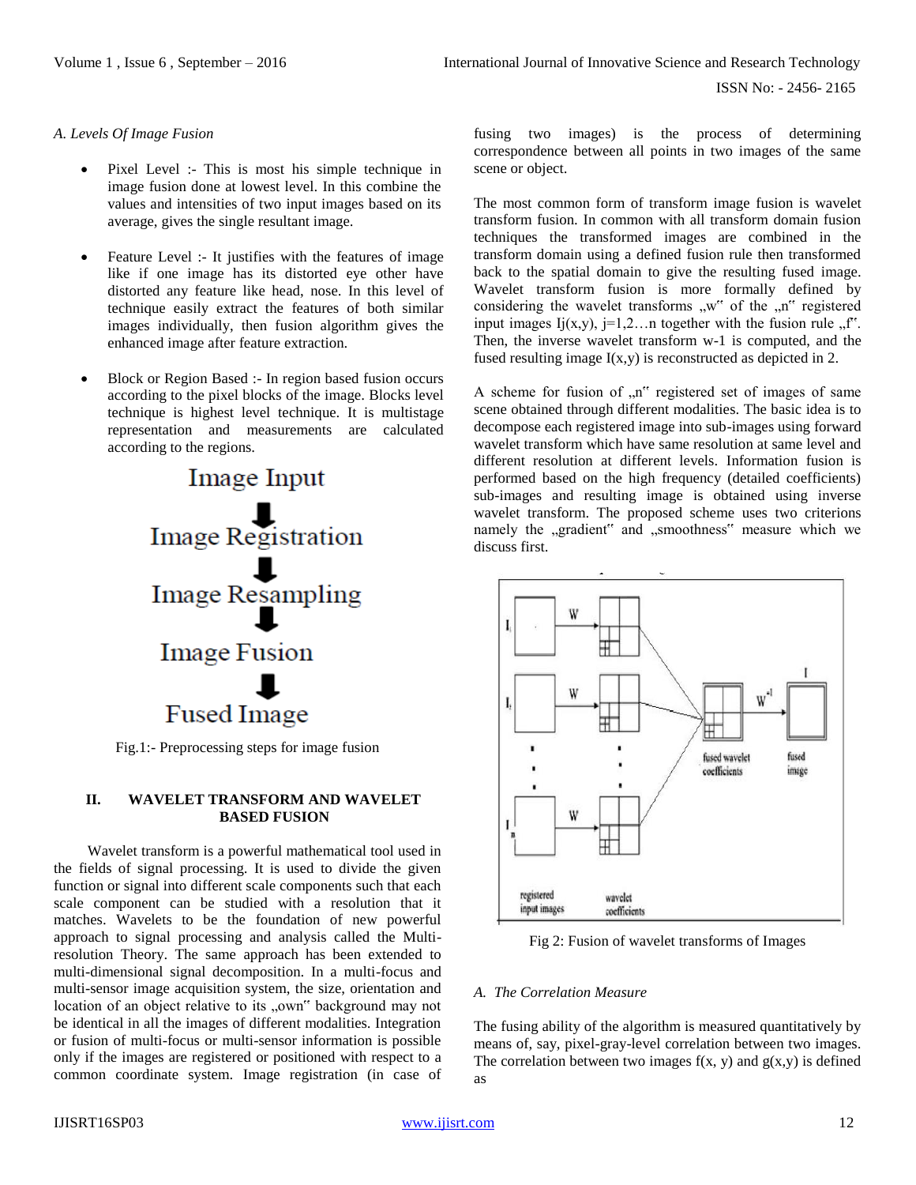*A. Levels Of Image Fusion*

- Pixel Level :- This is most his simple technique in image fusion done at lowest level. In this combine the values and intensities of two input images based on its average, gives the single resultant image.

- Feature Level :- It justifies with the features of image like if one image has its distorted eye other have distorted any feature like head, nose. In this level of technique easily extract the features of both similar images individually, then fusion algorithm gives the enhanced image after feature extraction.

- Block or Region Based :- In region based fusion occurs according to the pixel blocks of the image. Blocks level technique is highest level technique. It is multistage representation and measurements are calculated according to the regions.

Image Input
↓
Image Registration
↓
Image Resampling
↓
Image Fusion
↓
Fused Image

Fig.1:- Preprocessing steps for image fusion

## II. WAVELET TRANSFORM AND WAVELET BASED FUSION

Wavelet transform is a powerful mathematical tool used in the fields of signal processing. It is used to divide the given function or signal into different scale components such that each scale component can be studied with a resolution that it matches. Wavelets to be the foundation of new powerful approach to signal processing and analysis called the Multi-resolution Theory. The same approach has been extended to multi-dimensional signal decomposition. In a multi-focus and multi-sensor image acquisition system, the size, orientation and location of an object relative to its „own" background may not be identical in all the images of different modalities. Integration or fusion of multi-focus or multi-sensor information is possible only if the images are registered or positioned with respect to a common coordinate system. Image registration (in case of fusing two images) is the process of determining correspondence between all points in two images of the same scene or object.

The most common form of transform image fusion is wavelet transform fusion. In common with all transform domain fusion techniques the transformed images are combined in the transform domain using a defined fusion rule then transformed back to the spatial domain to give the resulting fused image. Wavelet transform fusion is more formally defined by considering the wavelet transforms „w" of the „n" registered input images $I_j(x,y)$, $j=1,2\ldots n$ together with the fusion rule „f". Then, the inverse wavelet transform $w^{-1}$ is computed, and the fused resulting image $I(x,y)$ is reconstructed as depicted in 2.

A scheme for fusion of „n" registered set of images of same scene obtained through different modalities. The basic idea is to decompose each registered image into sub-images using forward wavelet transform which have same resolution at same level and different resolution at different levels. Information fusion is performed based on the high frequency (detailed coefficients) sub-images and resulting image is obtained using inverse wavelet transform. The proposed scheme uses two criterions namely the „gradient" and „smoothness" measure which we discuss first.

Fig 2: Fusion of wavelet transforms of Images

*A. The Correlation Measure*

The fusing ability of the algorithm is measured quantitatively by means of, say, pixel-gray-level correlation between two images. The correlation between two images $f(x, y)$ and $g(x,y)$ is defined as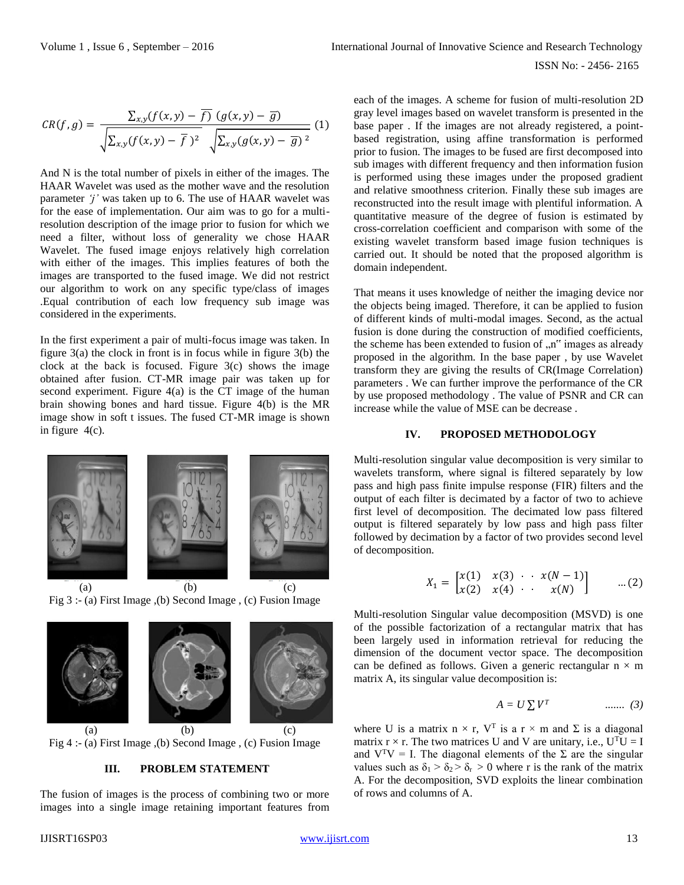$$CR(f,g) = \frac{\sum_{x,y}(f(x,y) - \overline{f})\ (g(x,y) - \overline{g})}{\sqrt{\sum_{x,y}(f(x,y) - \overline{f}\ )^2}\ \ \sqrt{\sum_{x,y}(g(x,y) - \overline{g})^{\ 2}}} \quad (1)$$

And N is the total number of pixels in either of the images. The HAAR Wavelet was used as the mother wave and the resolution parameter *'j'* was taken up to 6. The use of HAAR wavelet was for the ease of implementation. Our aim was to go for a multi-resolution description of the image prior to fusion for which we need a filter, without loss of generality we chose HAAR Wavelet. The fused image enjoys relatively high correlation with either of the images. This implies features of both the images are transported to the fused image. We did not restrict our algorithm to work on any specific type/class of images .Equal contribution of each low frequency sub image was considered in the experiments.

In the first experiment a pair of multi-focus image was taken. In figure 3(a) the clock in front is in focus while in figure 3(b) the clock at the back is focused. Figure 3(c) shows the image obtained after fusion. CT-MR image pair was taken up for second experiment. Figure 4(a) is the CT image of the human brain showing bones and hard tissue. Figure 4(b) is the MR image show in soft t issues. The fused CT-MR image is shown in figure 4(c).

(a) (b) (c)

Fig 3 :- (a) First Image ,(b) Second Image , (c) Fusion Image

(a) (b) (c)

Fig 4 :- (a) First Image ,(b) Second Image , (c) Fusion Image

## III. PROBLEM STATEMENT

The fusion of images is the process of combining two or more images into a single image retaining important features from each of the images. A scheme for fusion of multi-resolution 2D gray level images based on wavelet transform is presented in the base paper . If the images are not already registered, a point-based registration, using affine transformation is performed prior to fusion. The images to be fused are first decomposed into sub images with different frequency and then information fusion is performed using these images under the proposed gradient and relative smoothness criterion. Finally these sub images are reconstructed into the result image with plentiful information. A quantitative measure of the degree of fusion is estimated by cross-correlation coefficient and comparison with some of the existing wavelet transform based image fusion techniques is carried out. It should be noted that the proposed algorithm is domain independent.

That means it uses knowledge of neither the imaging device nor the objects being imaged. Therefore, it can be applied to fusion of different kinds of multi-modal images. Second, as the actual fusion is done during the construction of modified coefficients, the scheme has been extended to fusion of „n" images as already proposed in the algorithm. In the base paper , by use Wavelet transform they are giving the results of CR(Image Correlation) parameters . We can further improve the performance of the CR by use proposed methodology . The value of PSNR and CR can increase while the value of MSE can be decrease .

## IV. PROPOSED METHODOLOGY

Multi-resolution singular value decomposition is very similar to wavelets transform, where signal is filtered separately by low pass and high pass finite impulse response (FIR) filters and the output of each filter is decimated by a factor of two to achieve first level of decomposition. The decimated low pass filtered output is filtered separately by low pass and high pass filter followed by decimation by a factor of two provides second level of decomposition.

$$X_1 = \begin{bmatrix} x(1) & x(3) & \cdot & \cdot & x(N-1) \\ x(2) & x(4) & \cdot & \cdot & x(N) \end{bmatrix} \quad \ldots(2)$$

Multi-resolution Singular value decomposition (MSVD) is one of the possible factorization of a rectangular matrix that has been largely used in information retrieval for reducing the dimension of the document vector space. The decomposition can be defined as follows. Given a generic rectangular $n \times m$ matrix A, its singular value decomposition is:

$$A = U \sum V^T \quad \ldots\ldots. (3)$$

where U is a matrix $n \times r$, $V^T$ is a $r \times m$ and $\Sigma$ is a diagonal matrix $r \times r$. The two matrices U and V are unitary, i.e., $U^TU = I$ and $V^TV = I$. The diagonal elements of the $\Sigma$ are the singular values such as $\delta_1 > \delta_2 > \delta_r > 0$ where r is the rank of the matrix A. For the decomposition, SVD exploits the linear combination of rows and columns of A.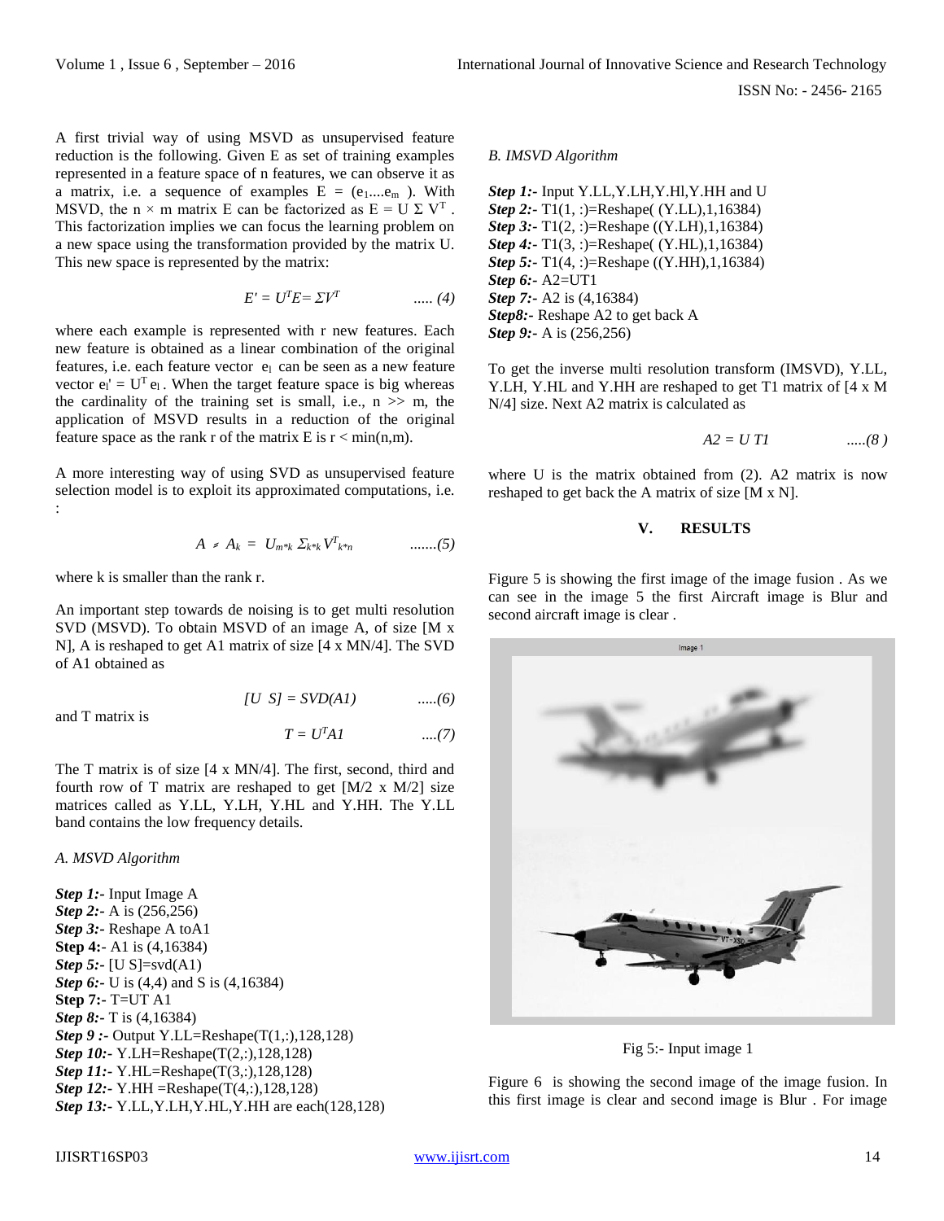A first trivial way of using MSVD as unsupervised feature reduction is the following. Given E as set of training examples represented in a feature space of n features, we can observe it as a matrix, i.e. a sequence of examples $E = (e_1....e_m)$. With MSVD, the $n \times m$ matrix E can be factorized as $E = U \Sigma V^T$. This factorization implies we can focus the learning problem on a new space using the transformation provided by the matrix U. This new space is represented by the matrix:

$$E' = U^T E = \Sigma V^T \qquad ..... (4)$$

where each example is represented with r new features. Each new feature is obtained as a linear combination of the original features, i.e. each feature vector $e_l$ can be seen as a new feature vector $e_l' = U^T e_l$. When the target feature space is big whereas the cardinality of the training set is small, i.e., $n >> m$, the application of MSVD results in a reduction of the original feature space as the rank r of the matrix E is $r < \min(n,m)$.

A more interesting way of using SVD as unsupervised feature selection model is to exploit its approximated computations, i.e. :

$$A \approx A_k = U_{m*k} \Sigma_{k*k} V^T_{k*n} \qquad .......(5)$$

where k is smaller than the rank r.

An important step towards de noising is to get multi resolution SVD (MSVD). To obtain MSVD of an image A, of size [M x N], A is reshaped to get A1 matrix of size [4 x MN/4]. The SVD of A1 obtained as

$$[U \;\; S] = SVD(A1) \qquad .....(6)$$

and T matrix is

$$T = U^T A1 \qquad ....(7)$$

The T matrix is of size [4 x MN/4]. The first, second, third and fourth row of T matrix are reshaped to get [M/2 x M/2] size matrices called as Y.LL, Y.LH, Y.HL and Y.HH. The Y.LL band contains the low frequency details.

*A. MSVD Algorithm*

***Step 1:-*** Input Image A
***Step 2:-*** A is (256,256)
***Step 3:-*** Reshape A toA1
**Step 4:**- A1 is (4,16384)
***Step 5:-*** [U S]=svd(A1)
***Step 6:-*** U is (4,4) and S is (4,16384)
**Step 7:-** T=UT A1
***Step 8:-*** T is (4,16384)
***Step 9 :-*** Output Y.LL=Reshape(T(1,:),128,128)
***Step 10:-*** Y.LH=Reshape(T(2,:),128,128)
***Step 11:-*** Y.HL=Reshape(T(3,:),128,128)
***Step 12:-*** Y.HH =Reshape(T(4,:),128,128)
***Step 13:-*** Y.LL,Y.LH,Y.HL,Y.HH are each(128,128)

*B. IMSVD Algorithm*

***Step 1:-*** Input Y.LL,Y.LH,Y.Hl,Y.HH and U
***Step 2:-*** T1(1, :)=Reshape( (Y.LL),1,16384)
***Step 3:-*** T1(2, :)=Reshape ((Y.LH),1,16384)
***Step 4:-*** T1(3, :)=Reshape( (Y.HL),1,16384)
***Step 5:-*** T1(4, :)=Reshape ((Y.HH),1,16384)
***Step 6:-*** A2=UT1
***Step 7:-*** A2 is (4,16384)
***Step8:-*** Reshape A2 to get back A
***Step 9:-*** A is (256,256)

To get the inverse multi resolution transform (IMSVD), Y.LL, Y.LH, Y.HL and Y.HH are reshaped to get T1 matrix of [4 x M N/4] size. Next A2 matrix is calculated as

$$A2 = U\,T1 \qquad .....(8)$$

where U is the matrix obtained from (2). A2 matrix is now reshaped to get back the A matrix of size [M x N].

## V. RESULTS

Figure 5 is showing the first image of the image fusion . As we can see in the image 5 the first Aircraft image is Blur and second aircraft image is clear .

Fig 5:- Input image 1

Figure 6 is showing the second image of the image fusion. In this first image is clear and second image is Blur . For image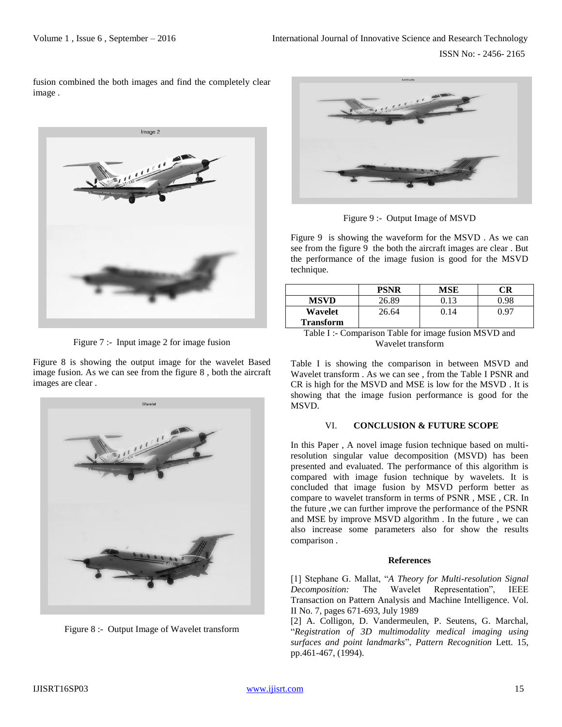fusion combined the both images and find the completely clear image .

Figure 7 :- Input image 2 for image fusion

Figure 8 is showing the output image for the wavelet Based image fusion. As we can see from the figure 8 , both the aircraft images are clear .

Figure 8 :- Output Image of Wavelet transform

Figure 9 :- Output Image of MSVD

Figure 9 is showing the waveform for the MSVD . As we can see from the figure 9 the both the aircraft images are clear . But the performance of the image fusion is good for the MSVD technique.

| | PSNR | MSE | CR |
|---|---|---|---|
| **MSVD** | 26.89 | 0.13 | 0.98 |
| **Wavelet Transform** | 26.64 | 0.14 | 0.97 |

Table I :- Comparison Table for image fusion MSVD and Wavelet transform

Table I is showing the comparison in between MSVD and Wavelet transform . As we can see , from the Table I PSNR and CR is high for the MSVD and MSE is low for the MSVD . It is showing that the image fusion performance is good for the MSVD.

## VI. CONCLUSION & FUTURE SCOPE

In this Paper , A novel image fusion technique based on multi-resolution singular value decomposition (MSVD) has been presented and evaluated. The performance of this algorithm is compared with image fusion technique by wavelets. It is concluded that image fusion by MSVD perform better as compare to wavelet transform in terms of PSNR , MSE , CR. In the future ,we can further improve the performance of the PSNR and MSE by improve MSVD algorithm . In the future , we can also increase some parameters also for show the results comparison .

## References

[1] Stephane G. Mallat, "*A Theory for Multi-resolution Signal Decomposition:* The Wavelet Representation", IEEE Transaction on Pattern Analysis and Machine Intelligence. Vol. II No. 7, pages 671-693, July 1989

[2] A. Colligon, D. Vandermeulen, P. Seutens, G. Marchal, "*Registration of 3D multimodality medical imaging using surfaces and point landmarks*", *Pattern Recognition* Lett. 15, pp.461-467, (1994).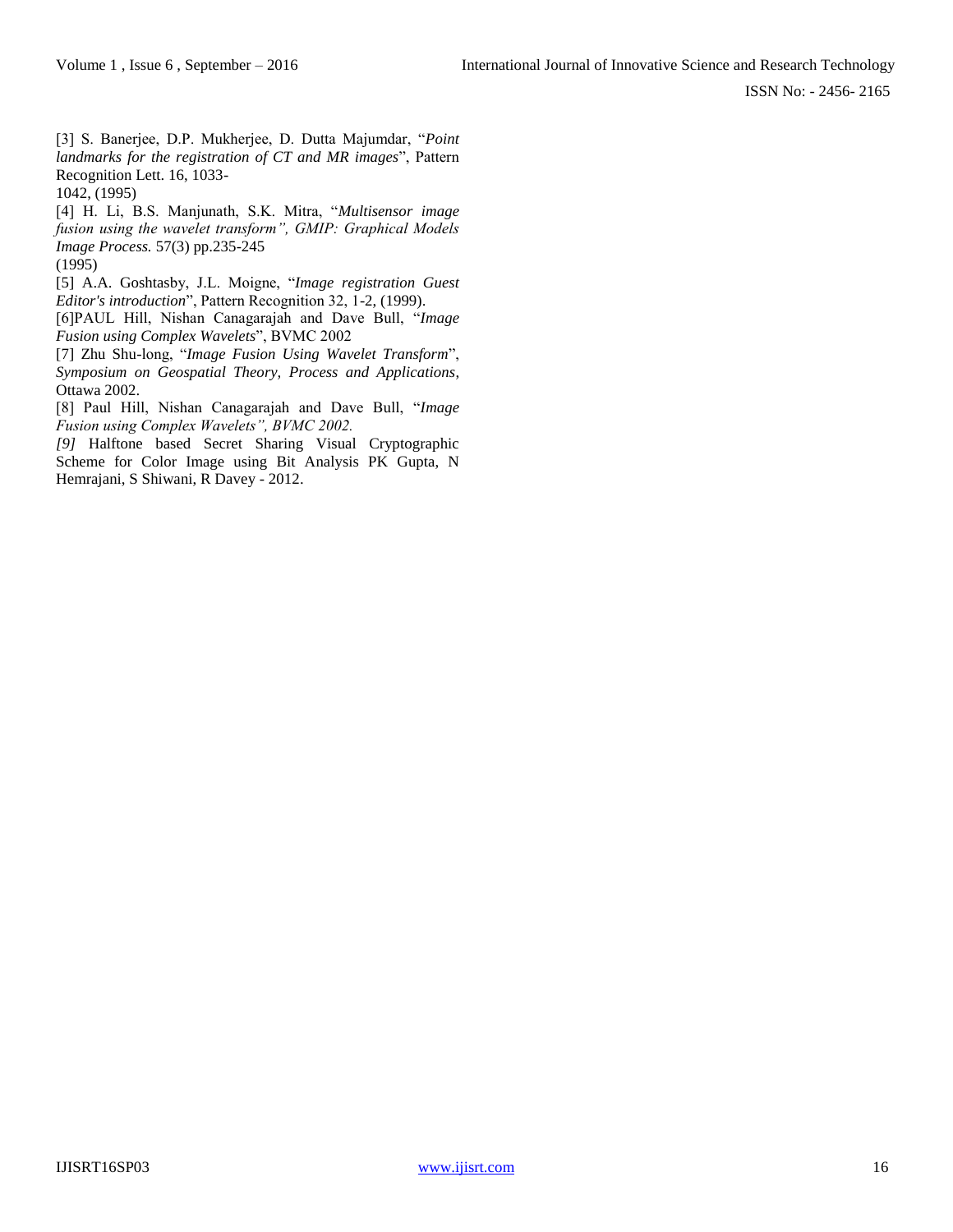[3] S. Banerjee, D.P. Mukherjee, D. Dutta Majumdar, "*Point landmarks for the registration of CT and MR images*", Pattern Recognition Lett. 16, 1033-1042, (1995)

[4] H. Li, B.S. Manjunath, S.K. Mitra, "*Multisensor image fusion using the wavelet transform", GMIP: Graphical Models Image Process.* 57(3) pp.235-245 (1995)

[5] A.A. Goshtasby, J.L. Moigne, "*Image registration Guest Editor's introduction*", Pattern Recognition 32, 1-2, (1999).

[6]PAUL Hill, Nishan Canagarajah and Dave Bull, "*Image Fusion using Complex Wavelets*", BVMC 2002

[7] Zhu Shu-long, "*Image Fusion Using Wavelet Transform*", *Symposium on Geospatial Theory, Process and Applications*, Ottawa 2002.

[8] Paul Hill, Nishan Canagarajah and Dave Bull, "*Image Fusion using Complex Wavelets", BVMC 2002.*

*[9]* Halftone based Secret Sharing Visual Cryptographic Scheme for Color Image using Bit Analysis PK Gupta, N Hemrajani, S Shiwani, R Davey - 2012.